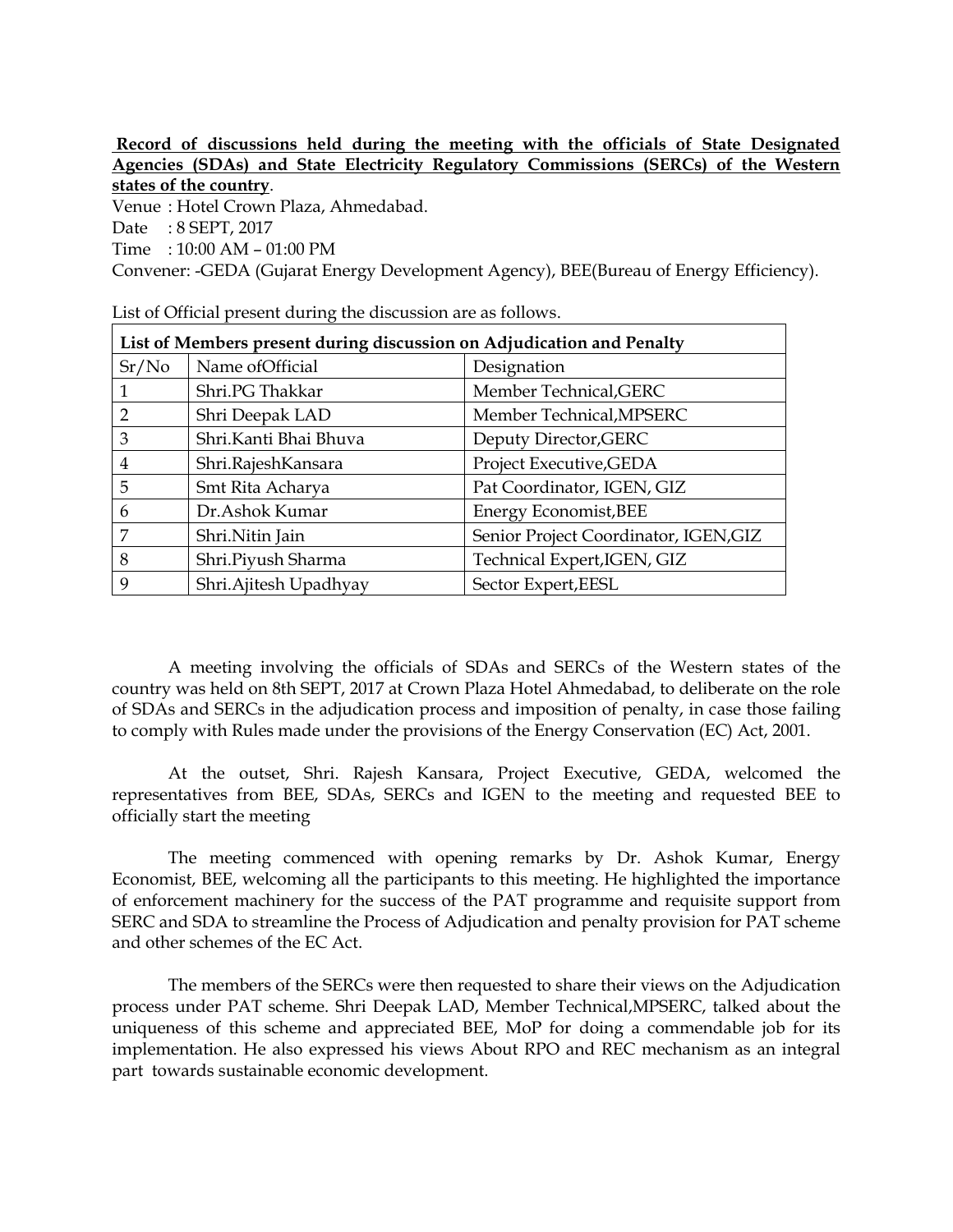**Record of discussions held during the meeting with the officials of State Designated Agencies (SDAs) and State Electricity Regulatory Commissions (SERCs) of the Western states of the country**.

Venue : Hotel Crown Plaza, Ahmedabad.

Date : 8 SEPT, 2017

Time : 10:00 AM – 01:00 PM

Convener: -GEDA (Gujarat Energy Development Agency), BEE(Bureau of Energy Efficiency).

List of Official present during the discussion are as follows.

| **List of Members present during discussion on Adjudication and Penalty** | | |
|---|---|---|
| Sr/No | Name ofOfficial | Designation |
| 1 | Shri.PG Thakkar | Member Technical,GERC |
| 2 | Shri Deepak LAD | Member Technical,MPSERC |
| 3 | Shri.Kanti Bhai Bhuva | Deputy Director,GERC |
| 4 | Shri.RajeshKansara | Project Executive,GEDA |
| 5 | Smt Rita Acharya | Pat Coordinator, IGEN, GIZ |
| 6 | Dr.Ashok Kumar | Energy Economist,BEE |
| 7 | Shri.Nitin Jain | Senior Project Coordinator, IGEN,GIZ |
| 8 | Shri.Piyush Sharma | Technical Expert,IGEN, GIZ |
| 9 | Shri.Ajitesh Upadhyay | Sector Expert,EESL |

A meeting involving the officials of SDAs and SERCs of the Western states of the country was held on 8th SEPT, 2017 at Crown Plaza Hotel Ahmedabad, to deliberate on the role of SDAs and SERCs in the adjudication process and imposition of penalty, in case those failing to comply with Rules made under the provisions of the Energy Conservation (EC) Act, 2001.

At the outset, Shri. Rajesh Kansara, Project Executive, GEDA, welcomed the representatives from BEE, SDAs, SERCs and IGEN to the meeting and requested BEE to officially start the meeting

The meeting commenced with opening remarks by Dr. Ashok Kumar, Energy Economist, BEE, welcoming all the participants to this meeting. He highlighted the importance of enforcement machinery for the success of the PAT programme and requisite support from SERC and SDA to streamline the Process of Adjudication and penalty provision for PAT scheme and other schemes of the EC Act.

The members of the SERCs were then requested to share their views on the Adjudication process under PAT scheme. Shri Deepak LAD, Member Technical,MPSERC, talked about the uniqueness of this scheme and appreciated BEE, MoP for doing a commendable job for its implementation. He also expressed his views About RPO and REC mechanism as an integral part towards sustainable economic development.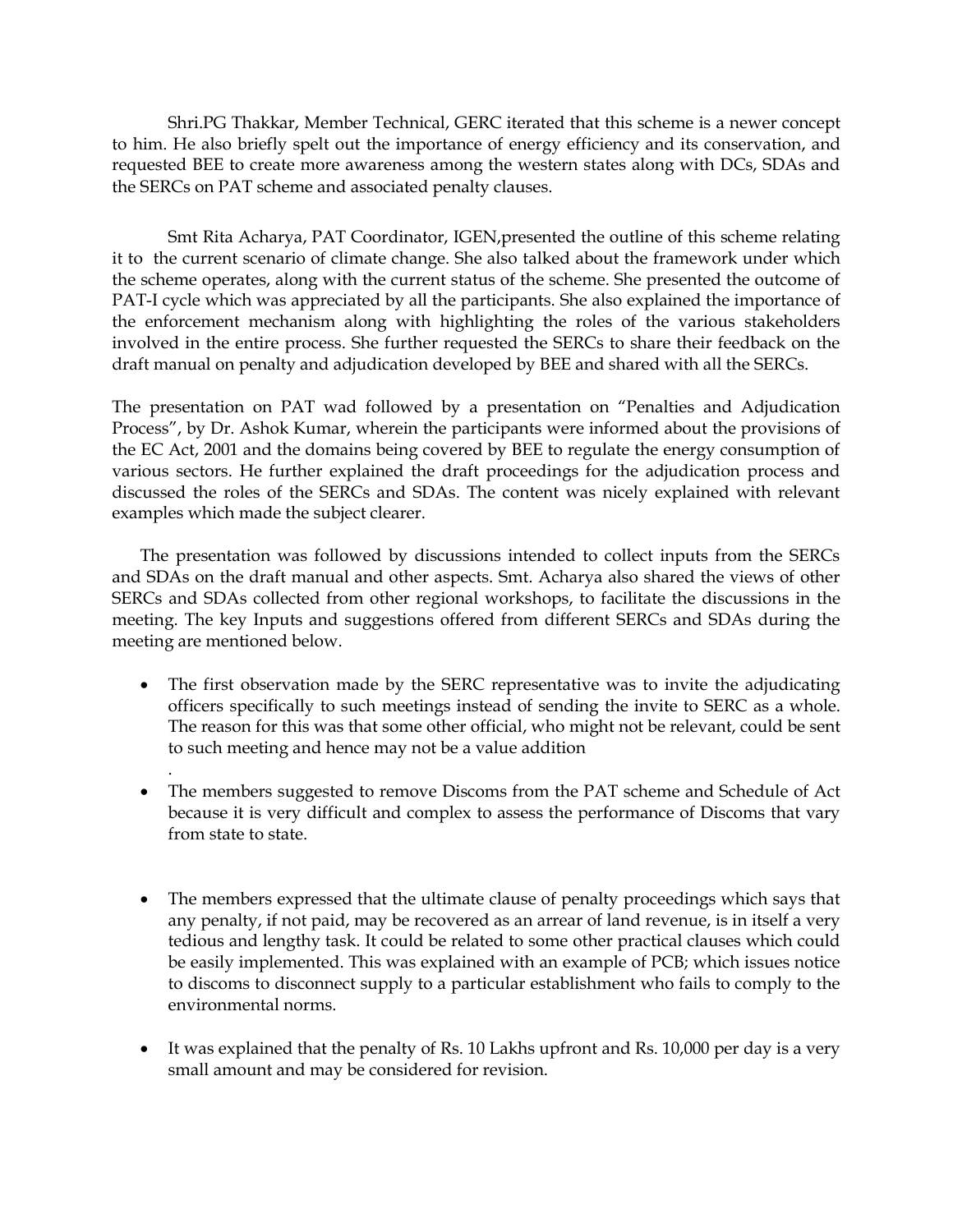Shri.PG Thakkar, Member Technical, GERC iterated that this scheme is a newer concept to him. He also briefly spelt out the importance of energy efficiency and its conservation, and requested BEE to create more awareness among the western states along with DCs, SDAs and the SERCs on PAT scheme and associated penalty clauses.

Smt Rita Acharya, PAT Coordinator, IGEN,presented the outline of this scheme relating it to the current scenario of climate change. She also talked about the framework under which the scheme operates, along with the current status of the scheme. She presented the outcome of PAT-I cycle which was appreciated by all the participants. She also explained the importance of the enforcement mechanism along with highlighting the roles of the various stakeholders involved in the entire process. She further requested the SERCs to share their feedback on the draft manual on penalty and adjudication developed by BEE and shared with all the SERCs.

The presentation on PAT wad followed by a presentation on "Penalties and Adjudication Process", by Dr. Ashok Kumar, wherein the participants were informed about the provisions of the EC Act, 2001 and the domains being covered by BEE to regulate the energy consumption of various sectors. He further explained the draft proceedings for the adjudication process and discussed the roles of the SERCs and SDAs. The content was nicely explained with relevant examples which made the subject clearer.

The presentation was followed by discussions intended to collect inputs from the SERCs and SDAs on the draft manual and other aspects. Smt. Acharya also shared the views of other SERCs and SDAs collected from other regional workshops, to facilitate the discussions in the meeting. The key Inputs and suggestions offered from different SERCs and SDAs during the meeting are mentioned below.

- The first observation made by the SERC representative was to invite the adjudicating officers specifically to such meetings instead of sending the invite to SERC as a whole. The reason for this was that some other official, who might not be relevant, could be sent to such meeting and hence may not be a value addition.

- The members suggested to remove Discoms from the PAT scheme and Schedule of Act because it is very difficult and complex to assess the performance of Discoms that vary from state to state.

- The members expressed that the ultimate clause of penalty proceedings which says that any penalty, if not paid, may be recovered as an arrear of land revenue, is in itself a very tedious and lengthy task. It could be related to some other practical clauses which could be easily implemented. This was explained with an example of PCB; which issues notice to discoms to disconnect supply to a particular establishment who fails to comply to the environmental norms.

- It was explained that the penalty of Rs. 10 Lakhs upfront and Rs. 10,000 per day is a very small amount and may be considered for revision.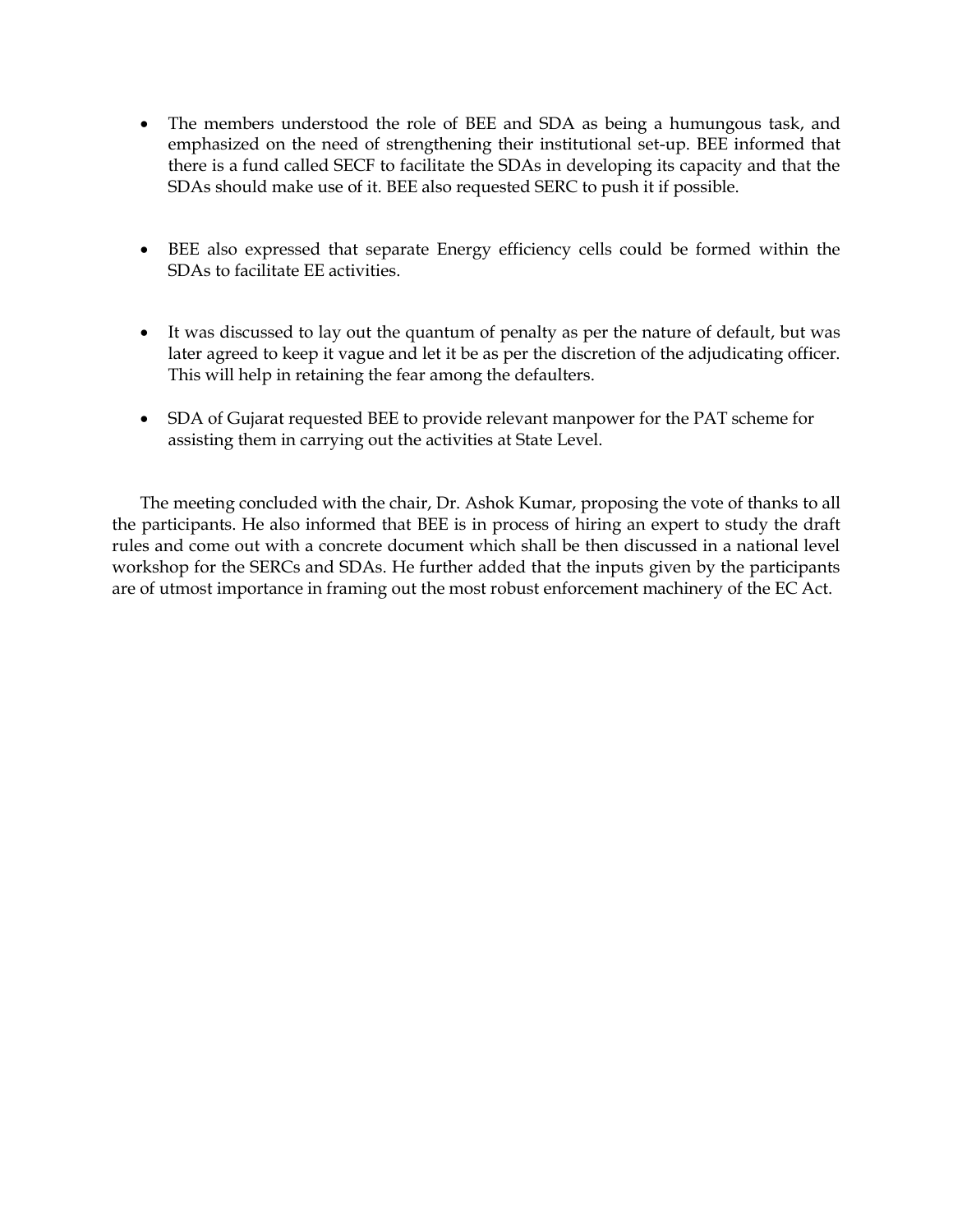- The members understood the role of BEE and SDA as being a humungous task, and emphasized on the need of strengthening their institutional set-up. BEE informed that there is a fund called SECF to facilitate the SDAs in developing its capacity and that the SDAs should make use of it. BEE also requested SERC to push it if possible.

- BEE also expressed that separate Energy efficiency cells could be formed within the SDAs to facilitate EE activities.

- It was discussed to lay out the quantum of penalty as per the nature of default, but was later agreed to keep it vague and let it be as per the discretion of the adjudicating officer. This will help in retaining the fear among the defaulters.

- SDA of Gujarat requested BEE to provide relevant manpower for the PAT scheme for assisting them in carrying out the activities at State Level.

The meeting concluded with the chair, Dr. Ashok Kumar, proposing the vote of thanks to all the participants. He also informed that BEE is in process of hiring an expert to study the draft rules and come out with a concrete document which shall be then discussed in a national level workshop for the SERCs and SDAs. He further added that the inputs given by the participants are of utmost importance in framing out the most robust enforcement machinery of the EC Act.